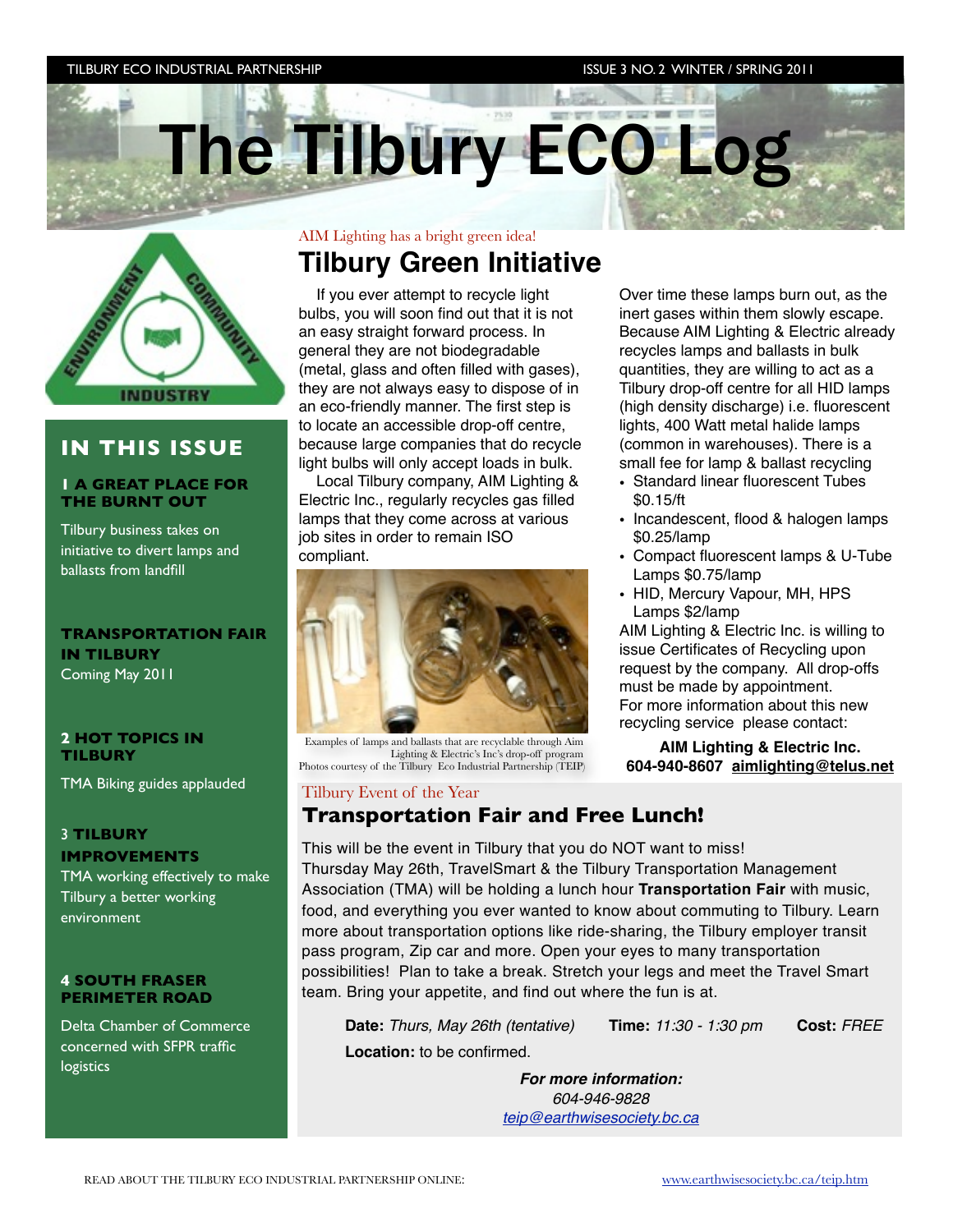# The Tilbury ECO Log

TILBURY ECO INDUSTRIAL PARTNERSHIP — ISSUE 3 NO. 2 WINTER / SPRING 2011

## IN THIS ISSUE

**1 A GREAT PLACE FOR THE BURNT OUT**

Tilbury business takes on initiative to divert lamps and ballasts from landfill

**TRANSPORTATION FAIR IN TILBURY**

Coming May 2011

**2 HOT TOPICS IN TILBURY**

TMA Biking guides applauded

**3 TILBURY IMPROVEMENTS**

TMA working effectively to make Tilbury a better working environment

**4 SOUTH FRASER PERIMETER ROAD**

Delta Chamber of Commerce concerned with SFPR traffic logistics

---

AIM Lighting has a bright green idea!

## Tilbury Green Initiative

If you ever attempt to recycle light bulbs, you will soon find out that it is not an easy straight forward process. In general they are not biodegradable (metal, glass and often filled with gases), they are not always easy to dispose of in an eco-friendly manner. The first step is to locate an accessible drop-off centre, because large companies that do recycle light bulbs will only accept loads in bulk.

Local Tilbury company, AIM Lighting & Electric Inc., regularly recycles gas filled lamps that they come across at various job sites in order to remain ISO compliant.

Examples of lamps and ballasts that are recyclable through Aim Lighting & Electric's Inc's drop-off program
Photos courtesy of the Tilbury Eco Industrial Partnership (TEIP)

Over time these lamps burn out, as the inert gases within them slowly escape. Because AIM Lighting & Electric already recycles lamps and ballasts in bulk quantities, they are willing to act as a Tilbury drop-off centre for all HID lamps (high density discharge) i.e. fluorescent lights, 400 Watt metal halide lamps (common in warehouses). There is a small fee for lamp & ballast recycling

- Standard linear fluorescent Tubes $0.15/ft
- Incandescent, flood & halogen lamps $0.25/lamp
- Compact fluorescent lamps & U-Tube Lamps $0.75/lamp
- HID, Mercury Vapour, MH, HPS Lamps $2/lamp

AIM Lighting & Electric Inc. is willing to issue Certificates of Recycling upon request by the company. All drop-offs must be made by appointment.
For more information about this new recycling service please contact:

**AIM Lighting & Electric Inc.**
**604-940-8607 aimlighting@telus.net**

---

Tilbury Event of the Year

## Transportation Fair and Free Lunch!

This will be the event in Tilbury that you do NOT want to miss!
Thursday May 26th, TravelSmart & the Tilbury Transportation Management Association (TMA) will be holding a lunch hour **Transportation Fair** with music, food, and everything you ever wanted to know about commuting to Tilbury. Learn more about transportation options like ride-sharing, the Tilbury employer transit pass program, Zip car and more. Open your eyes to many transportation possibilities! Plan to take a break. Stretch your legs and meet the Travel Smart team. Bring your appetite, and find out where the fun is at.

**Date:** *Thurs, May 26th (tentative)* **Time:** *11:30 - 1:30 pm* **Cost:** *FREE*

**Location:** to be confirmed.

***For more information:***
*604-946-9828*
*teip@earthwisesociety.bc.ca*

READ ABOUT THE TILBURY ECO INDUSTRIAL PARTNERSHIP ONLINE: www.earthwisesociety.bc.ca/teip.htm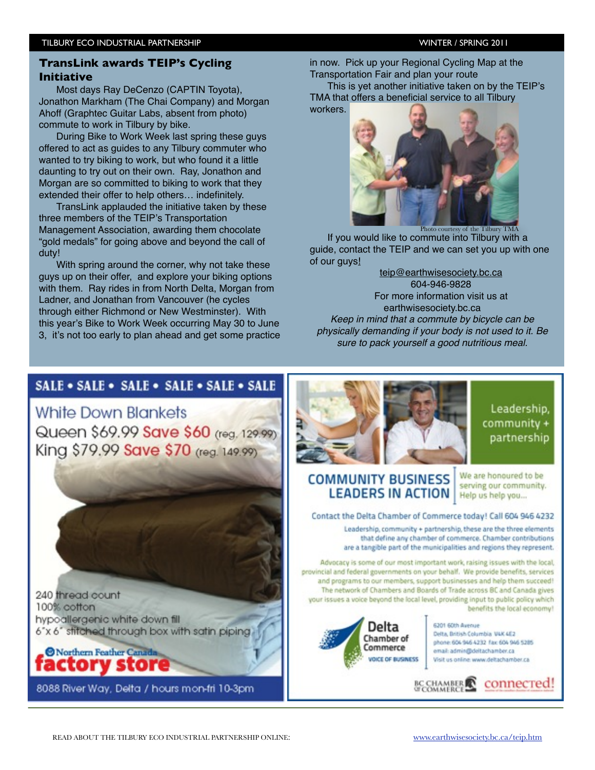## TransLink awards TEIP's Cycling Initiative

Most days Ray DeCenzo (CAPTIN Toyota), Jonathon Markham (The Chai Company) and Morgan Ahoff (Graphtec Guitar Labs, absent from photo) commute to work in Tilbury by bike.

During Bike to Work Week last spring these guys offered to act as guides to any Tilbury commuter who wanted to try biking to work, but who found it a little daunting to try out on their own. Ray, Jonathon and Morgan are so committed to biking to work that they extended their offer to help others… indefinitely.

TransLink applauded the initiative taken by these three members of the TEIP's Transportation Management Association, awarding them chocolate "gold medals" for going above and beyond the call of duty!

With spring around the corner, why not take these guys up on their offer, and explore your biking options with them. Ray rides in from North Delta, Morgan from Ladner, and Jonathan from Vancouver (he cycles through either Richmond or New Westminster). With this year's Bike to Work Week occurring May 30 to June 3, it's not too early to plan ahead and get some practice in now. Pick up your Regional Cycling Map at the Transportation Fair and plan your route

This is yet another initiative taken on by the TEIP's TMA that offers a beneficial service to all Tilbury workers.

Photo courtesy of the Tilbury TMA

If you would like to commute into Tilbury with a guide, contact the TEIP and we can set you up with one of our guys!

teip@earthwisesociety.bc.ca
604-946-9828
For more information visit us at
earthwisesociety.bc.ca

*Keep in mind that a commute by bicycle can be physically demanding if your body is not used to it. Be sure to pack yourself a good nutritious meal.*

SALE • SALE • SALE • SALE • SALE • SALE

White Down Blankets
Queen $69.99 Save $60 (reg. 129.99)
King $79.99 Save $70 (reg. 149.99)

240 thread count
100% cotton
hypoallergenic white down fill
6"x 6" stitched through box with satin piping

Northern Feather Canada
**factory store**

8088 River Way, Delta / hours mon-fri 10-3pm

Leadership, community + partnership

**COMMUNITY BUSINESS LEADERS IN ACTION**

We are honoured to be serving our community. Help us help you...

Contact the Delta Chamber of Commerce today! Call 604 946 4232

Leadership, community + partnership, these are the three elements that define any chamber of commerce. Chamber contributions are a tangible part of the municipalities and regions they represent.

Advocacy is some of our most important work, raising issues with the local, provincial and federal governments on your behalf. We provide benefits, services and programs to our members, support businesses and help them succeed! The network of Chambers and Boards of Trade across BC and Canada gives your issues a voice beyond the local level, providing input to public policy which benefits the local economy!

Delta Chamber of Commerce
VOICE OF BUSINESS

6201 60th Avenue
Delta, British Columbia V4K 4E2
phone: 604 946 4232 fax: 604 946 5285
email: admin@deltachamber.ca
Visit us online: www.deltachamber.ca

BC Chamber of Commerce connected!

READ ABOUT THE TILBURY ECO INDUSTRIAL PARTNERSHIP ONLINE: www.earthwisesociety.bc.ca/teip.htm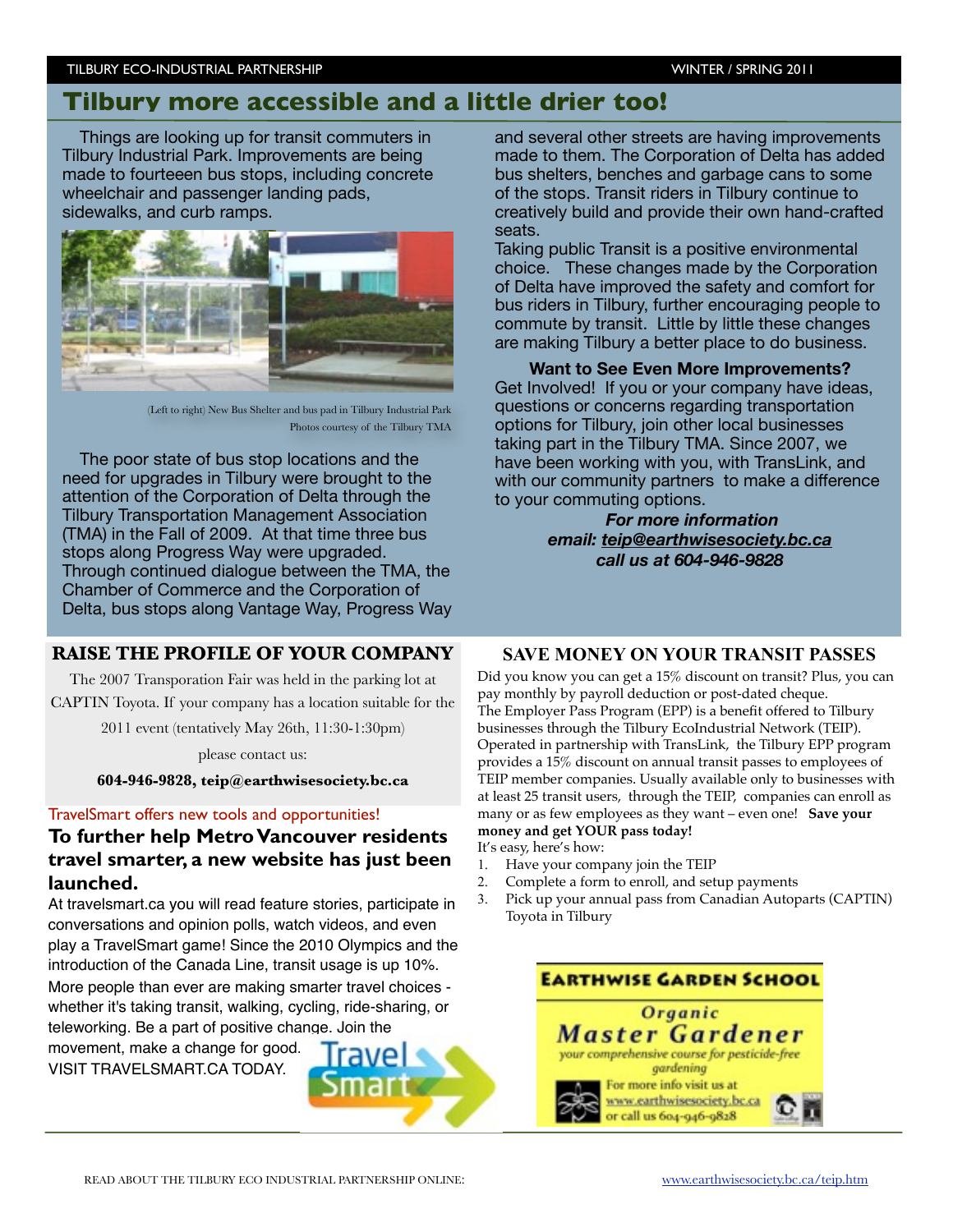# Tilbury more accessible and a little drier too!

Things are looking up for transit commuters in Tilbury Industrial Park. Improvements are being made to fourteeen bus stops, including concrete wheelchair and passenger landing pads, sidewalks, and curb ramps.

(Left to right) New Bus Shelter and bus pad in Tilbury Industrial Park
Photos courtesy of the Tilbury TMA

The poor state of bus stop locations and the need for upgrades in Tilbury were brought to the attention of the Corporation of Delta through the Tilbury Transportation Management Association (TMA) in the Fall of 2009. At that time three bus stops along Progress Way were upgraded. Through continued dialogue between the TMA, the Chamber of Commerce and the Corporation of Delta, bus stops along Vantage Way, Progress Way and several other streets are having improvements made to them. The Corporation of Delta has added bus shelters, benches and garbage cans to some of the stops. Transit riders in Tilbury continue to creatively build and provide their own hand-crafted seats.

Taking public Transit is a positive environmental choice. These changes made by the Corporation of Delta have improved the safety and comfort for bus riders in Tilbury, further encouraging people to commute by transit. Little by little these changes are making Tilbury a better place to do business.

**Want to See Even More Improvements?**

Get Involved! If you or your company have ideas, questions or concerns regarding transportation options for Tilbury, join other local businesses taking part in the Tilbury TMA. Since 2007, we have been working with you, with TransLink, and with our community partners to make a difference to your commuting options.

***For more information***
***email: teip@earthwisesociety.bc.ca***
***call us at 604-946-9828***

## RAISE THE PROFILE OF YOUR COMPANY

The 2007 Transporation Fair was held in the parking lot at CAPTIN Toyota. If your company has a location suitable for the 2011 event (tentatively May 26th, 11:30-1:30pm)

please contact us:

**604-946-9828, teip@earthwisesociety.bc.ca**

TravelSmart offers new tools and opportunities!

### To further help Metro Vancouver residents travel smarter, a new website has just been launched.

At travelsmart.ca you will read feature stories, participate in conversations and opinion polls, watch videos, and even play a TravelSmart game! Since the 2010 Olympics and the introduction of the Canada Line, transit usage is up 10%. More people than ever are making smarter travel choices - whether it's taking transit, walking, cycling, ride-sharing, or teleworking. Be a part of positive change. Join the movement, make a change for good.
VISIT TRAVELSMART.CA TODAY.

Travel Smart

## SAVE MONEY ON YOUR TRANSIT PASSES

Did you know you can get a 15% discount on transit? Plus, you can pay monthly by payroll deduction or post-dated cheque.
The Employer Pass Program (EPP) is a benefit offered to Tilbury businesses through the Tilbury EcoIndustrial Network (TEIP). Operated in partnership with TransLink, the Tilbury EPP program provides a 15% discount on annual transit passes to employees of TEIP member companies. Usually available only to businesses with at least 25 transit users, through the TEIP, companies can enroll as many or as few employees as they want – even one! **Save your money and get YOUR pass today!**
It's easy, here's how:

1. Have your company join the TEIP
2. Complete a form to enroll, and setup payments
3. Pick up your annual pass from Canadian Autoparts (CAPTIN) Toyota in Tilbury

**EARTHWISE GARDEN SCHOOL**
*Organic*
***Master Gardener***
*your comprehensive course for pesticide-free gardening*
For more info visit us at www.earthwisesociety.bc.ca or call us 604-946-9828

READ ABOUT THE TILBURY ECO INDUSTRIAL PARTNERSHIP ONLINE: www.earthwisesociety.bc.ca/teip.htm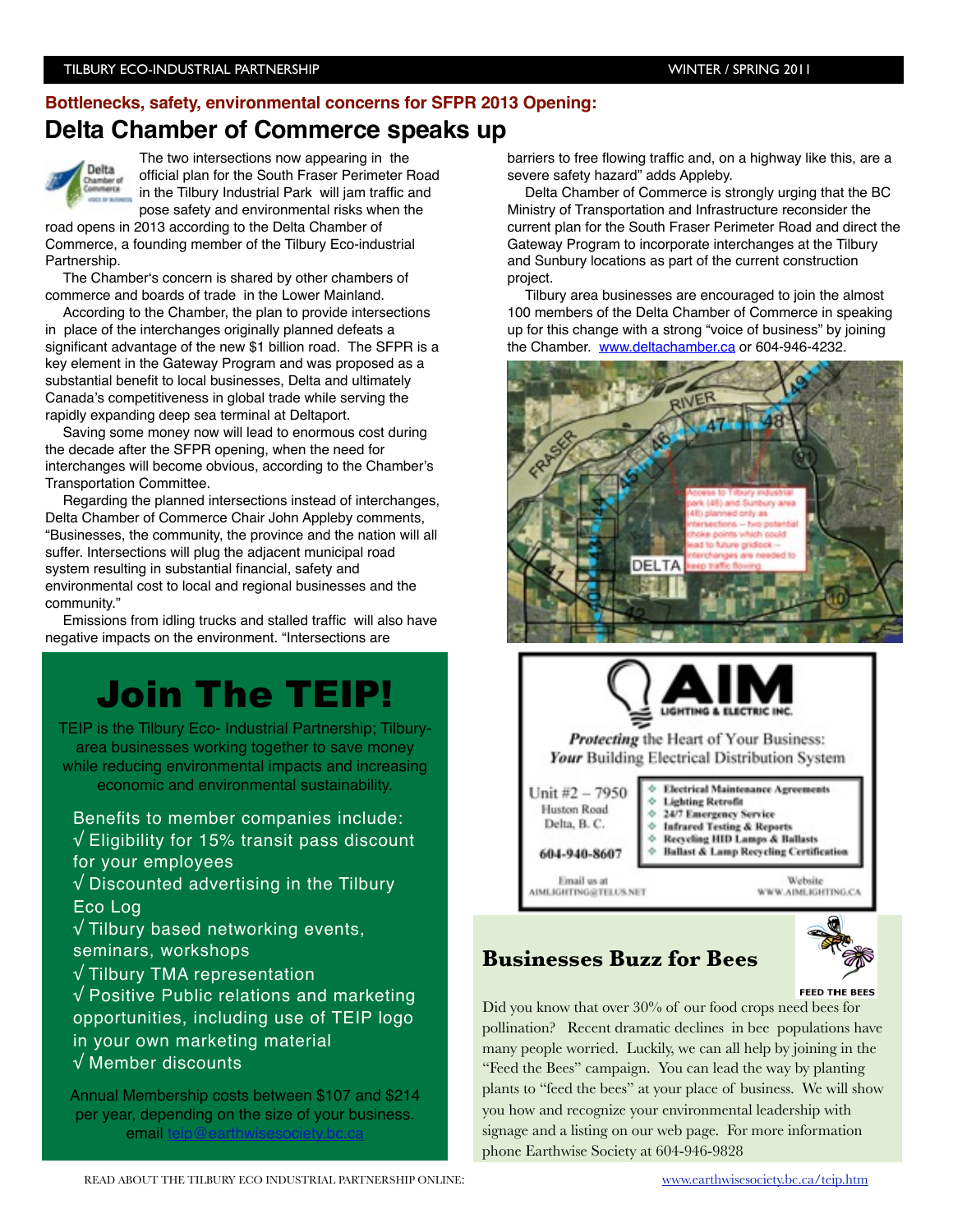**Bottlenecks, safety, environmental concerns for SFPR 2013 Opening:**

# Delta Chamber of Commerce speaks up

The two intersections now appearing in the official plan for the South Fraser Perimeter Road in the Tilbury Industrial Park will jam traffic and pose safety and environmental risks when the road opens in 2013 according to the Delta Chamber of Commerce, a founding member of the Tilbury Eco-industrial Partnership.

The Chamber's concern is shared by other chambers of commerce and boards of trade in the Lower Mainland.

According to the Chamber, the plan to provide intersections in place of the interchanges originally planned defeats a significant advantage of the new $1 billion road. The SFPR is a key element in the Gateway Program and was proposed as a substantial benefit to local businesses, Delta and ultimately Canada's competitiveness in global trade while serving the rapidly expanding deep sea terminal at Deltaport.

Saving some money now will lead to enormous cost during the decade after the SFPR opening, when the need for interchanges will become obvious, according to the Chamber's Transportation Committee.

Regarding the planned intersections instead of interchanges, Delta Chamber of Commerce Chair John Appleby comments, "Businesses, the community, the province and the nation will all suffer. Intersections will plug the adjacent municipal road system resulting in substantial financial, safety and environmental cost to local and regional businesses and the community."

Emissions from idling trucks and stalled traffic will also have negative impacts on the environment. "Intersections are barriers to free flowing traffic and, on a highway like this, are a severe safety hazard" adds Appleby.

Delta Chamber of Commerce is strongly urging that the BC Ministry of Transportation and Infrastructure reconsider the current plan for the South Fraser Perimeter Road and direct the Gateway Program to incorporate interchanges at the Tilbury and Sunbury locations as part of the current construction project.

Tilbury area businesses are encouraged to join the almost 100 members of the Delta Chamber of Commerce in speaking up for this change with a strong "voice of business" by joining the Chamber. www.deltachamber.ca or 604-946-4232.

FRASER RIVER

DELTA

Access to Tilbury industrial park (46) and Sunbury area (48) planned only as intersections – two potential choke points which could lead to future gridlock – interchanges are needed to keep traffic flowing

# Join The TEIP!

TEIP is the Tilbury Eco- Industrial Partnership; Tilbury-area businesses working together to save money while reducing environmental impacts and increasing economic and environmental sustainability.

Benefits to member companies include:

√ Eligibility for 15% transit pass discount for your employees
√ Discounted advertising in the Tilbury Eco Log
√ Tilbury based networking events, seminars, workshops
√ Tilbury TMA representation
√ Positive Public relations and marketing opportunities, including use of TEIP logo in your own marketing material
√ Member discounts

Annual Membership costs between $107 and $214 per year, depending on the size of your business. email teip@earthwisesociety.bc.ca

**AIM LIGHTING & ELECTRIC INC.**

***Protecting*** the Heart of Your Business:
***Your*** Building Electrical Distribution System

Unit #2 – 7950 Huston Road
Delta, B. C.
604-940-8607

- Electrical Maintenance Agreements
- Lighting Retrofit
- 24/7 Emergency Service
- Infrared Testing & Reports
- Recycling HID Lamps & Ballasts
- Ballast & Lamp Recycling Certification

Email us at AIMLIGHTING@TELUS.NET

Website WWW.AIMLIGHTING.CA

## Businesses Buzz for Bees

FEED THE BEES

Did you know that over 30% of our food crops need bees for pollination? Recent dramatic declines in bee populations have many people worried. Luckily, we can all help by joining in the "Feed the Bees" campaign. You can lead the way by planting plants to "feed the bees" at your place of business. We will show you how and recognize your environmental leadership with signage and a listing on our web page. For more information phone Earthwise Society at 604-946-9828

READ ABOUT THE TILBURY ECO INDUSTRIAL PARTNERSHIP ONLINE: www.earthwisesociety.bc.ca/teip.htm